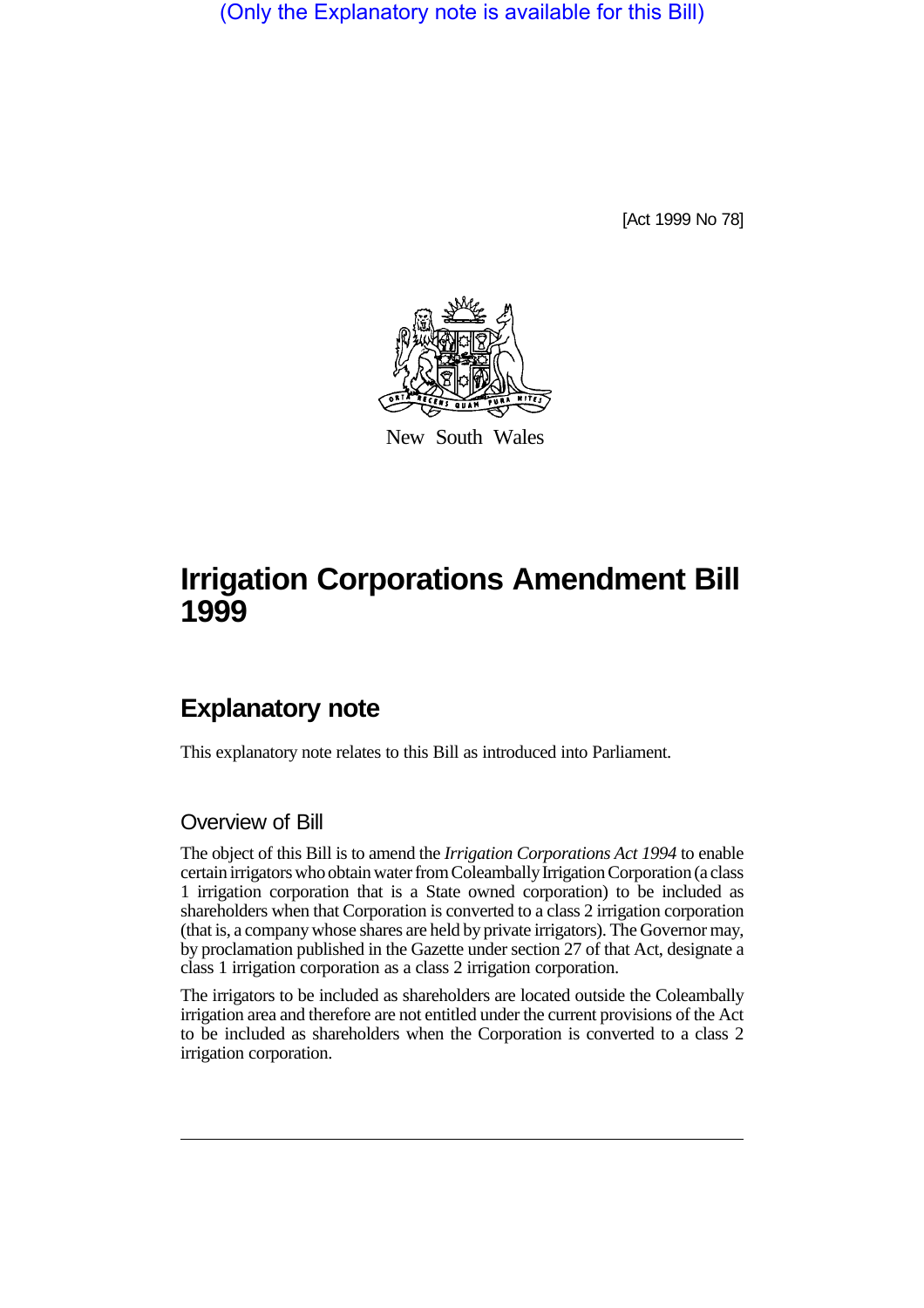(Only the Explanatory note is available for this Bill)

[Act 1999 No 78]

New South Wales

# Irrigation Corporations Amendment Bill 1999

## Explanatory note

This explanatory note relates to this Bill as introduced into Parliament.

### Overview of Bill

The object of this Bill is to amend the *Irrigation Corporations Act 1994* to enable certain irrigators who obtain water from Coleambally Irrigation Corporation (a class 1 irrigation corporation that is a State owned corporation) to be included as shareholders when that Corporation is converted to a class 2 irrigation corporation (that is, a company whose shares are held by private irrigators). The Governor may, by proclamation published in the Gazette under section 27 of that Act, designate a class 1 irrigation corporation as a class 2 irrigation corporation.

The irrigators to be included as shareholders are located outside the Coleambally irrigation area and therefore are not entitled under the current provisions of the Act to be included as shareholders when the Corporation is converted to a class 2 irrigation corporation.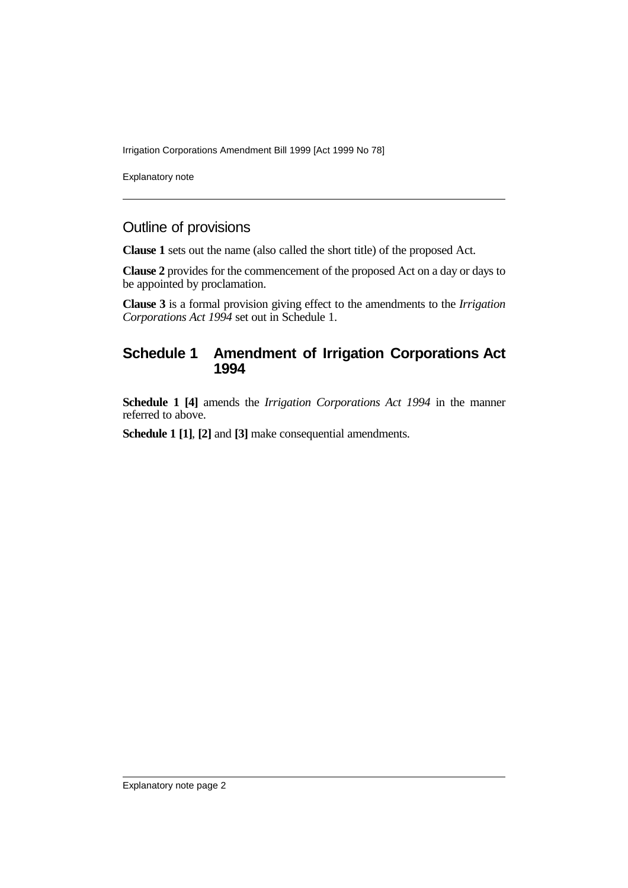## Outline of provisions

**Clause 1** sets out the name (also called the short title) of the proposed Act.

**Clause 2** provides for the commencement of the proposed Act on a day or days to be appointed by proclamation.

**Clause 3** is a formal provision giving effect to the amendments to the *Irrigation Corporations Act 1994* set out in Schedule 1.

## Schedule 1 Amendment of Irrigation Corporations Act 1994

**Schedule 1 [4]** amends the *Irrigation Corporations Act 1994* in the manner referred to above.

**Schedule 1 [1]**, **[2]** and **[3]** make consequential amendments.